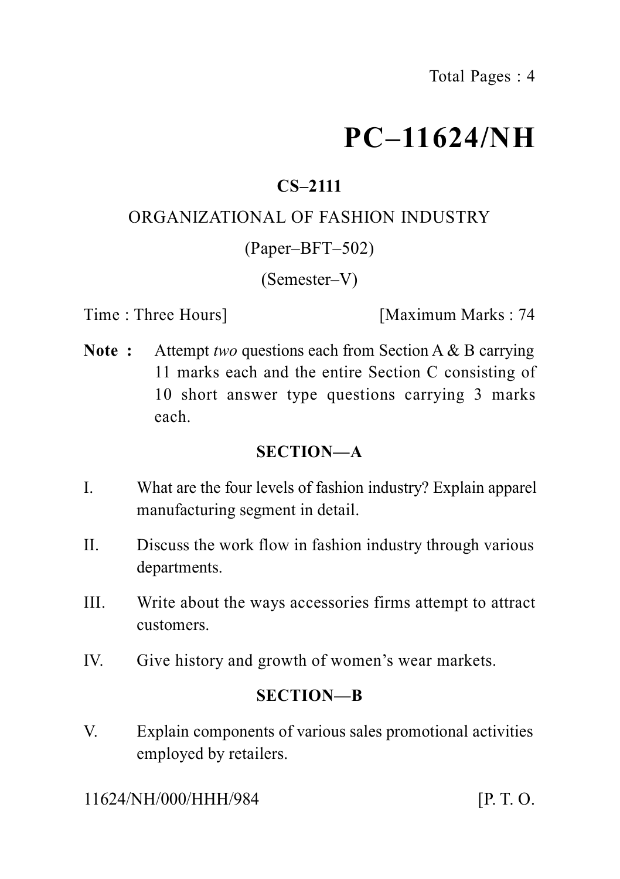# PC–11624/NH

**CS–2111**

ORGANIZATIONAL OF FASHION INDUSTRY

(Paper–BFT–502)

(Semester–V)

Time : Three Hours] [Maximum Marks : 74

**Note :** Attempt *two* questions each from Section A & B carrying 11 marks each and the entire Section C consisting of 10 short answer type questions carrying 3 marks each.

## SECTION—A

I. What are the four levels of fashion industry? Explain apparel manufacturing segment in detail.

II. Discuss the work flow in fashion industry through various departments.

III. Write about the ways accessories firms attempt to attract customers.

IV. Give history and growth of women's wear markets.

## SECTION—B

V. Explain components of various sales promotional activities employed by retailers.

11624/NH/000/HHH/984 [P. T. O.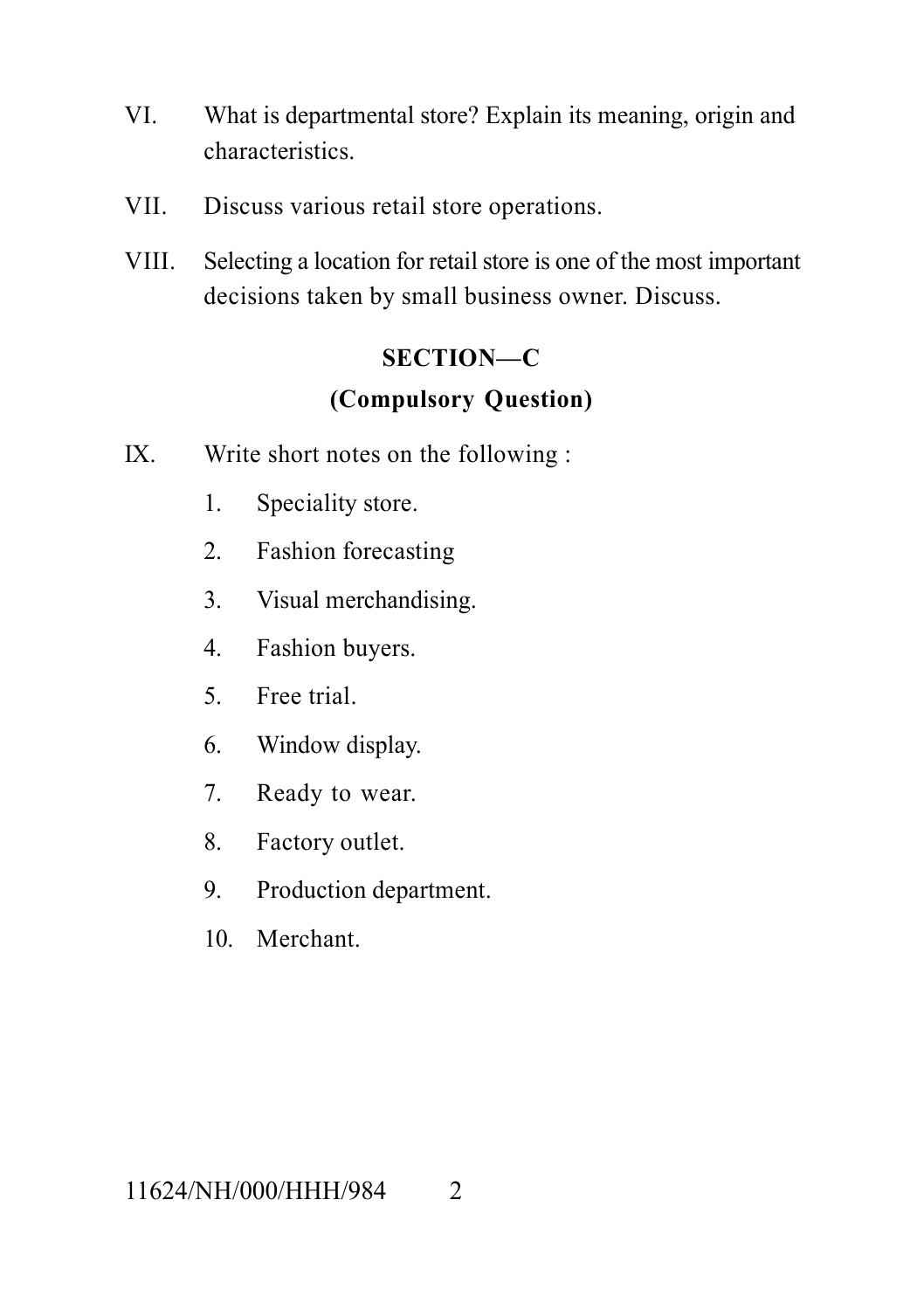VI. What is departmental store? Explain its meaning, origin and characteristics.

VII. Discuss various retail store operations.

VIII. Selecting a location for retail store is one of the most important decisions taken by small business owner. Discuss.

## SECTION—C

### (Compulsory Question)

IX. Write short notes on the following :

1. Speciality store.
2. Fashion forecasting
3. Visual merchandising.
4. Fashion buyers.
5. Free trial.
6. Window display.
7. Ready to wear.
8. Factory outlet.
9. Production department.
10. Merchant.

11624/NH/000/HHH/984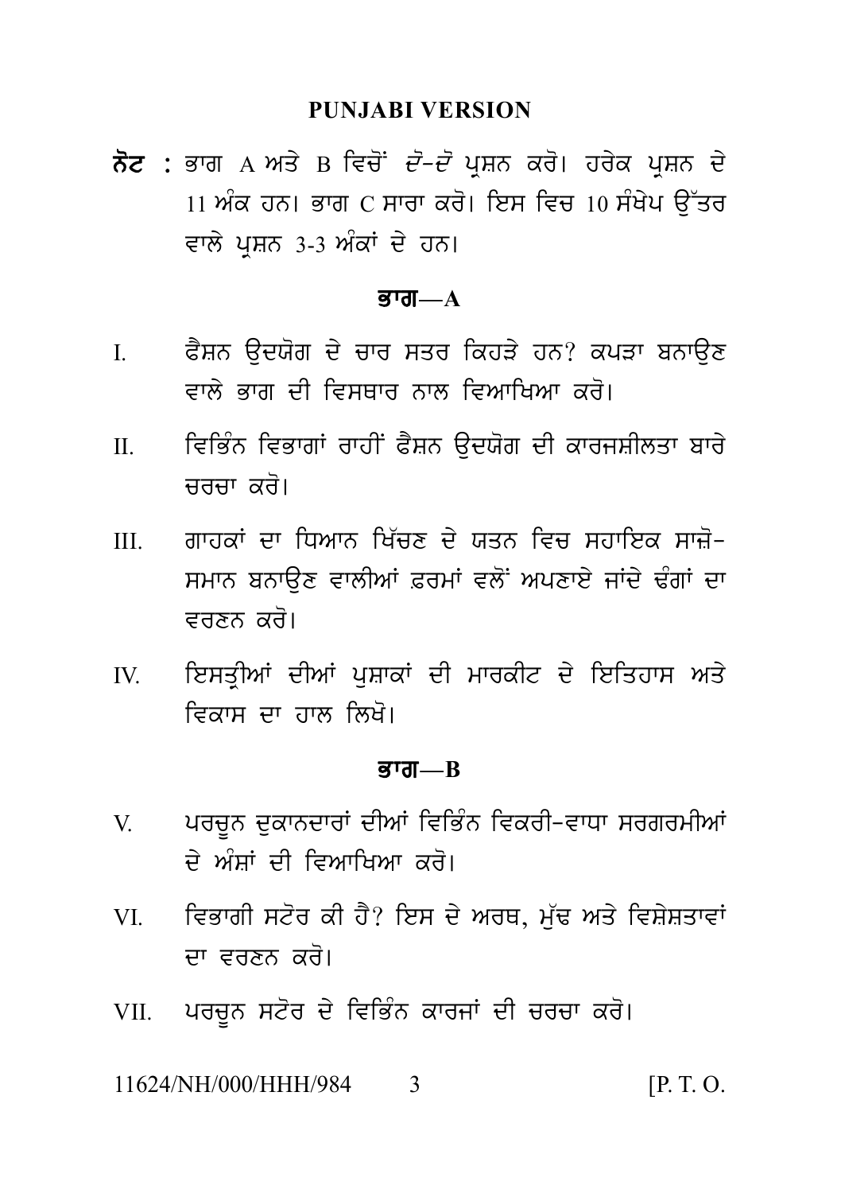## PUNJABI VERSION

**ਨੋਟ :** ਭਾਗ A ਅਤੇ B ਵਿਚੋਂ *ਦੋ-ਦੋ* ਪ੍ਰਸ਼ਨ ਕਰੋ। ਹਰੇਕ ਪ੍ਰਸ਼ਨ ਦੇ 11 ਅੰਕ ਹਨ। ਭਾਗ C ਸਾਰਾ ਕਰੋ। ਇਸ ਵਿਚ 10 ਸੰਖੇਪ ਉੱਤਰ ਵਾਲੇ ਪ੍ਰਸ਼ਨ 3-3 ਅੰਕਾਂ ਦੇ ਹਨ।

### ਭਾਗ—A

I. ਫੈਸ਼ਨ ਉਦਯੋਗ ਦੇ ਚਾਰ ਸਤਰ ਕਿਹੜੇ ਹਨ? ਕਪੜਾ ਬਨਾਉਣ ਵਾਲੇ ਭਾਗ ਦੀ ਵਿਸਥਾਰ ਨਾਲ ਵਿਆਖਿਆ ਕਰੋ।

II. ਵਿਭਿੰਨ ਵਿਭਾਗਾਂ ਰਾਹੀਂ ਫੈਸ਼ਨ ਉਦਯੋਗ ਦੀ ਕਾਰਜਸ਼ੀਲਤਾ ਬਾਰੇ ਚਰਚਾ ਕਰੋ।

III. ਗਾਹਕਾਂ ਦਾ ਧਿਆਨ ਖਿੱਚਣ ਦੇ ਯਤਨ ਵਿਚ ਸਹਾਇਕ ਸਾਜ਼ੋ-ਸਮਾਨ ਬਨਾਉਣ ਵਾਲੀਆਂ ਫ਼ਰਮਾਂ ਵਲੋਂ ਅਪਣਾਏ ਜਾਂਦੇ ਢੰਗਾਂ ਦਾ ਵਰਣਨ ਕਰੋ।

IV. ਇਸਤ੍ਰੀਆਂ ਦੀਆਂ ਪੁਸ਼ਾਕਾਂ ਦੀ ਮਾਰਕੀਟ ਦੇ ਇਤਿਹਾਸ ਅਤੇ ਵਿਕਾਸ ਦਾ ਹਾਲ ਲਿਖੋ।

### ਭਾਗ—B

V. ਪਰਚੂਨ ਦੁਕਾਨਦਾਰਾਂ ਦੀਆਂ ਵਿਭਿੰਨ ਵਿਕਰੀ-ਵਾਧਾ ਸਰਗਰਮੀਆਂ ਦੇ ਅੰਸ਼ਾਂ ਦੀ ਵਿਆਖਿਆ ਕਰੋ।

VI. ਵਿਭਾਗੀ ਸਟੋਰ ਕੀ ਹੈ? ਇਸ ਦੇ ਅਰਥ, ਮੁੱਢ ਅਤੇ ਵਿਸ਼ੇਸ਼ਤਾਵਾਂ ਦਾ ਵਰਣਨ ਕਰੋ।

VII. ਪਰਚੂਨ ਸਟੋਰ ਦੇ ਵਿਭਿੰਨ ਕਾਰਜਾਂ ਦੀ ਚਰਚਾ ਕਰੋ।

11624/NH/000/HHH/984 [P. T. O.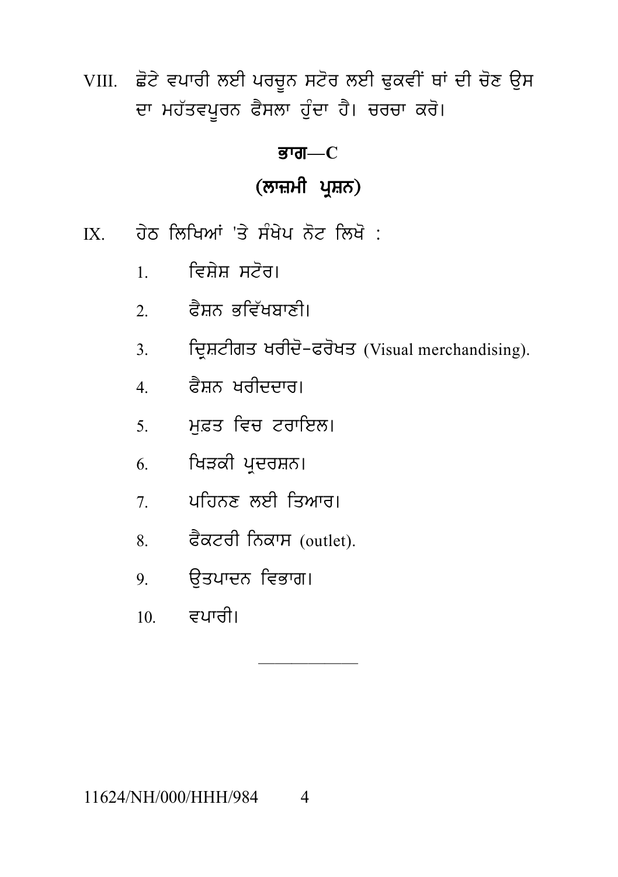VIII. ਛੋਟੇ ਵਪਾਰੀ ਲਈ ਪਰਚੂਨ ਸਟੋਰ ਲਈ ਢੁਕਵੀਂ ਥਾਂ ਦੀ ਚੋਣ ਉਸ ਦਾ ਮਹੱਤਵਪੂਰਨ ਫੈਸਲਾ ਹੁੰਦਾ ਹੈ। ਚਰਚਾ ਕਰੋ।

## ਭਾਗ—C

## (ਲਾਜ਼ਮੀ ਪ੍ਰਸ਼ਨ)

IX. ਹੇਠ ਲਿਖਿਆਂ 'ਤੇ ਸੰਖੇਪ ਨੋਟ ਲਿਖੋ :

1. ਵਿਸ਼ੇਸ਼ ਸਟੋਰ।
2. ਫੈਸ਼ਨ ਭਵਿੱਖਬਾਣੀ।
3. ਦ੍ਰਿਸ਼ਟੀਗਤ ਖਰੀਦੋ-ਫਰੋਖਤ (Visual merchandising).
4. ਫੈਸ਼ਨ ਖਰੀਦਦਾਰ।
5. ਮੁਫ਼ਤ ਵਿਚ ਟਰਾਇਲ।
6. ਖਿੜਕੀ ਪ੍ਰਦਰਸ਼ਨ।
7. ਪਹਿਨਣ ਲਈ ਤਿਆਰ।
8. ਫੈਕਟਰੀ ਨਿਕਾਸ (outlet).
9. ਉਤਪਾਦਨ ਵਿਭਾਗ।
10. ਵਪਾਰੀ।

11624/NH/000/HHH/984